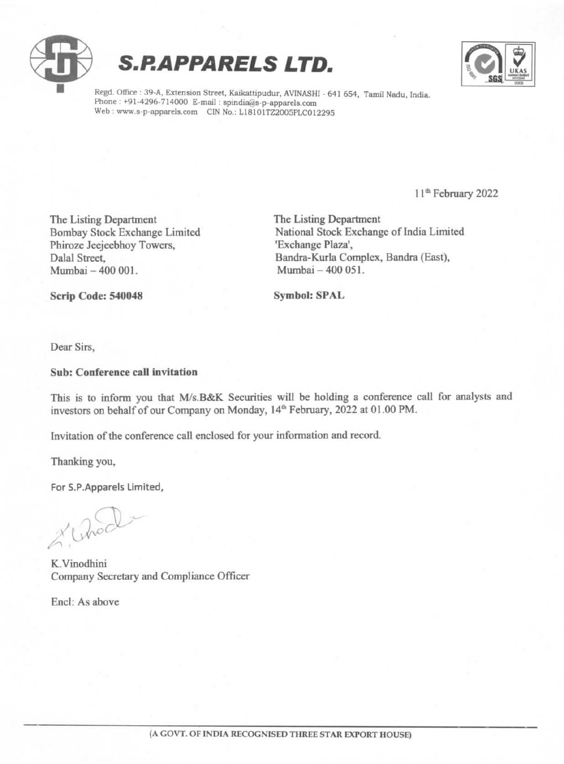# S.P.APPARELS LTD.

Regd. Office : 39-A, Extension Street, Kaikattipudur, AVINASHI - 641 654, Tamil Nadu, India.
Phone : +91-4296-714000 E-mail : spindia@s-p-apparels.com
Web : www.s-p-apparels.com CIN No.: L18101TZ2005PLC012295

11th February 2022

The Listing Department
Bombay Stock Exchange Limited
Phiroze Jeejeebhoy Towers,
Dalal Street,
Mumbai – 400 001.

**Scrip Code: 540048**

The Listing Department
National Stock Exchange of India Limited
'Exchange Plaza',
Bandra-Kurla Complex, Bandra (East),
Mumbai – 400 051.

**Symbol: SPAL**

Dear Sirs,

**Sub: Conference call invitation**

This is to inform you that M/s.B&K Securities will be holding a conference call for analysts and investors on behalf of our Company on Monday, 14th February, 2022 at 01.00 PM.

Invitation of the conference call enclosed for your information and record.

Thanking you,

For S.P.Apparels Limited,

K.Vinodhini
Company Secretary and Compliance Officer

Encl: As above

(A GOVT. OF INDIA RECOGNISED THREE STAR EXPORT HOUSE)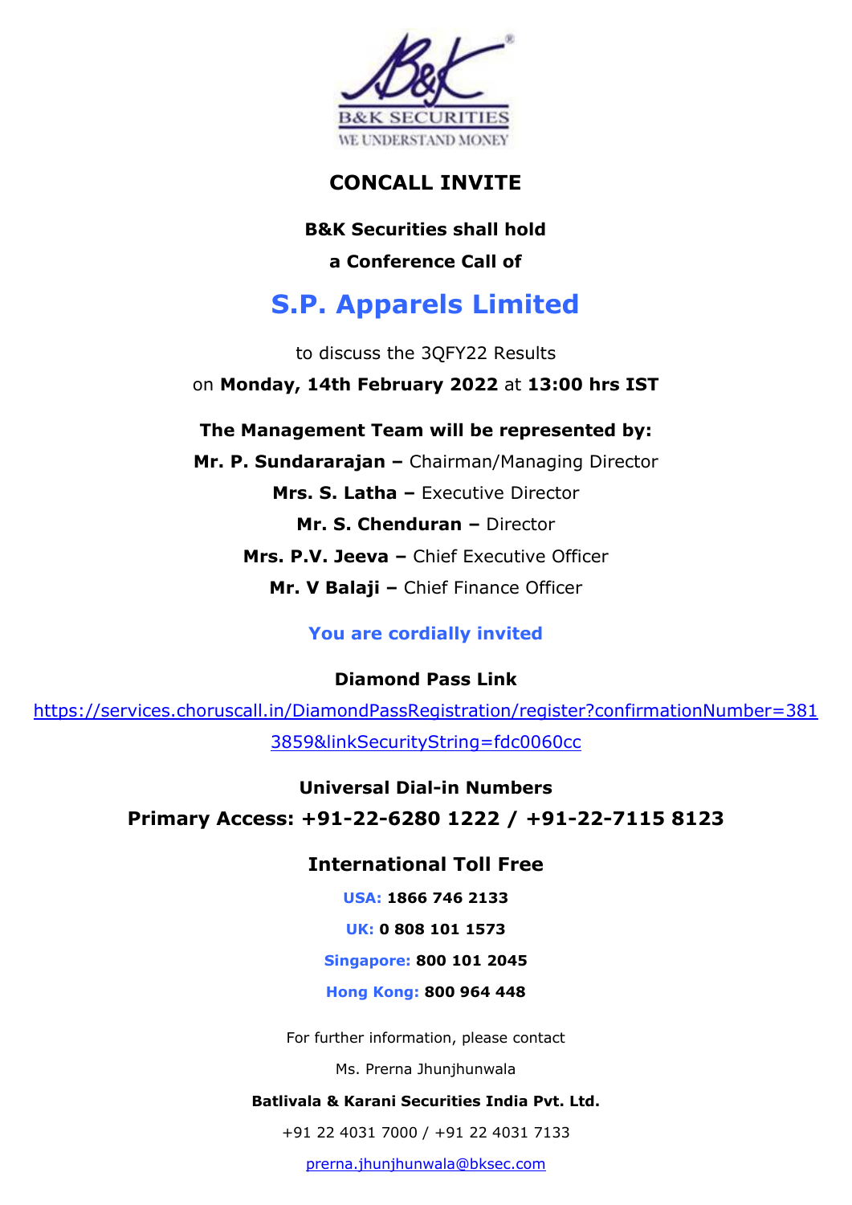B&K SECURITIES

WE UNDERSTAND MONEY

# CONCALL INVITE

**B&K Securities shall hold**

**a Conference Call of**

## S.P. Apparels Limited

to discuss the 3QFY22 Results

on **Monday, 14th February 2022** at **13:00 hrs IST**

**The Management Team will be represented by:**

**Mr. P. Sundararajan –** Chairman/Managing Director

**Mrs. S. Latha –** Executive Director

**Mr. S. Chenduran –** Director

**Mrs. P.V. Jeeva –** Chief Executive Officer

**Mr. V Balaji –** Chief Finance Officer

**You are cordially invited**

**Diamond Pass Link**

https://services.choruscall.in/DiamondPassRegistration/register?confirmationNumber=3813859&linkSecurityString=fdc0060cc

**Universal Dial-in Numbers**

**Primary Access: +91-22-6280 1222 / +91-22-7115 8123**

**International Toll Free**

**USA: 1866 746 2133**

**UK: 0 808 101 1573**

**Singapore: 800 101 2045**

**Hong Kong: 800 964 448**

For further information, please contact

Ms. Prerna Jhunjhunwala

**Batlivala & Karani Securities India Pvt. Ltd.**

+91 22 4031 7000 / +91 22 4031 7133

prerna.jhunjhunwala@bksec.com